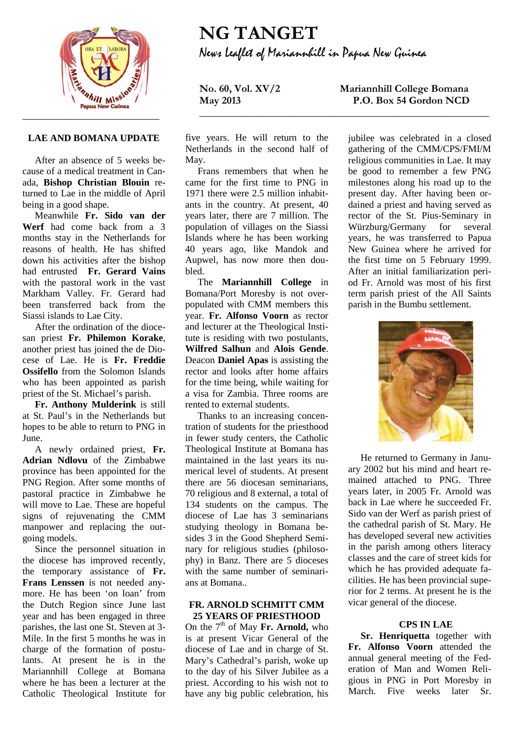# NG TANGET

News Leaflet of Mariannhill in Papua New Guinea

**No. 60, Vol. XV/2**
**May 2013**

**Mariannhill College Bomana**
**P.O. Box 54 Gordon NCD**

## LAE AND BOMANA UPDATE

After an absence of 5 weeks because of a medical treatment in Canada, **Bishop Christian Blouin** returned to Lae in the middle of April being in a good shape.

Meanwhile **Fr. Sido van der Werf** had come back from a 3 months stay in the Netherlands for reasons of health. He has shifted down his activities after the bishop had entrusted **Fr. Gerard Vains** with the pastoral work in the vast Markham Valley. Fr. Gerard had been transferred back from the Siassi islands to Lae City.

After the ordination of the diocesan priest **Fr. Philemon Korake**, another priest has joined the de Diocese of Lae. He is **Fr. Freddie Ossifello** from the Solomon Islands who has been appointed as parish priest of the St. Michael's parish.

**Fr. Anthony Mulderink** is still at St. Paul's in the Netherlands but hopes to be able to return to PNG in June.

A newly ordained priest, **Fr. Adrian Ndlovu** of the Zimbabwe province has been appointed for the PNG Region. After some months of pastoral practice in Zimbabwe he will move to Lae. These are hopeful signs of rejuvenating the CMM manpower and replacing the outgoing models.

Since the personnel situation in the diocese has improved recently, the temporary assistance of **Fr. Frans Lenssen** is not needed anymore. He has been 'on loan' from the Dutch Region since June last year and has been engaged in three parishes, the last one St. Steven at 3-Mile. In the first 5 months he was in charge of the formation of postulants. At present he is in the Mariannhill College at Bomana where he has been a lecturer at the Catholic Theological Institute for five years. He will return to the Netherlands in the second half of May.

Frans remembers that when he came for the first time to PNG in 1971 there were 2.5 million inhabitants in the country. At present, 40 years later, there are 7 million. The population of villages on the Siassi Islands where he has been working 40 years ago, like Mandok and Aupwel, has now more then doubled.

The **Mariannhill College** in Bomana/Port Moresby is not overpopulated with CMM members this year. **Fr. Alfonso Voorn** as rector and lecturer at the Theological Institute is residing with two postulants, **Wilfred Salhun** and **Alois Gende**. Deacon **Daniel Apas** is assisting the rector and looks after home affairs for the time being, while waiting for a visa for Zambia. Three rooms are rented to external students.

Thanks to an increasing concentration of students for the priesthood in fewer study centers, the Catholic Theological Institute at Bomana has maintained in the last years its numerical level of students. At present there are 56 diocesan seminarians, 70 religious and 8 external, a total of 134 students on the campus. The diocese of Lae has 3 seminarians studying theology in Bomana besides 3 in the Good Shepherd Seminary for religious studies (philosophy) in Banz. There are 5 dioceses with the same number of seminarians at Bomana..

## FR. ARNOLD SCHMITT CMM 25 YEARS OF PRIESTHOOD

On the 7th of May **Fr. Arnold,** who is at present Vicar General of the diocese of Lae and in charge of St. Mary's Cathedral's parish, woke up to the day of his Silver Jubilee as a priest. According to his wish not to have any big public celebration, his jubilee was celebrated in a closed gathering of the CMM/CPS/FMI/M religious communities in Lae. It may be good to remember a few PNG milestones along his road up to the present day. After having been ordained a priest and having served as rector of the St. Pius-Seminary in Würzburg/Germany for several years, he was transferred to Papua New Guinea where he arrived for the first time on 5 February 1999. After an initial familiarization period Fr. Arnold was most of his first term parish priest of the All Saints parish in the Bumbu settlement.

He returned to Germany in January 2002 but his mind and heart remained attached to PNG. Three years later, in 2005 Fr. Arnold was back in Lae where he succeeded Fr. Sido van der Werf as parish priest of the cathedral parish of St. Mary. He has developed several new activities in the parish among others literacy classes and the care of street kids for which he has provided adequate facilities. He has been provincial superior for 2 terms. At present he is the vicar general of the diocese.

## CPS IN LAE

**Sr. Henriquetta** together with **Fr. Alfonso Voorn** attended the annual general meeting of the Federation of Man and Women Religious in PNG in Port Moresby in March. Five weeks later Sr.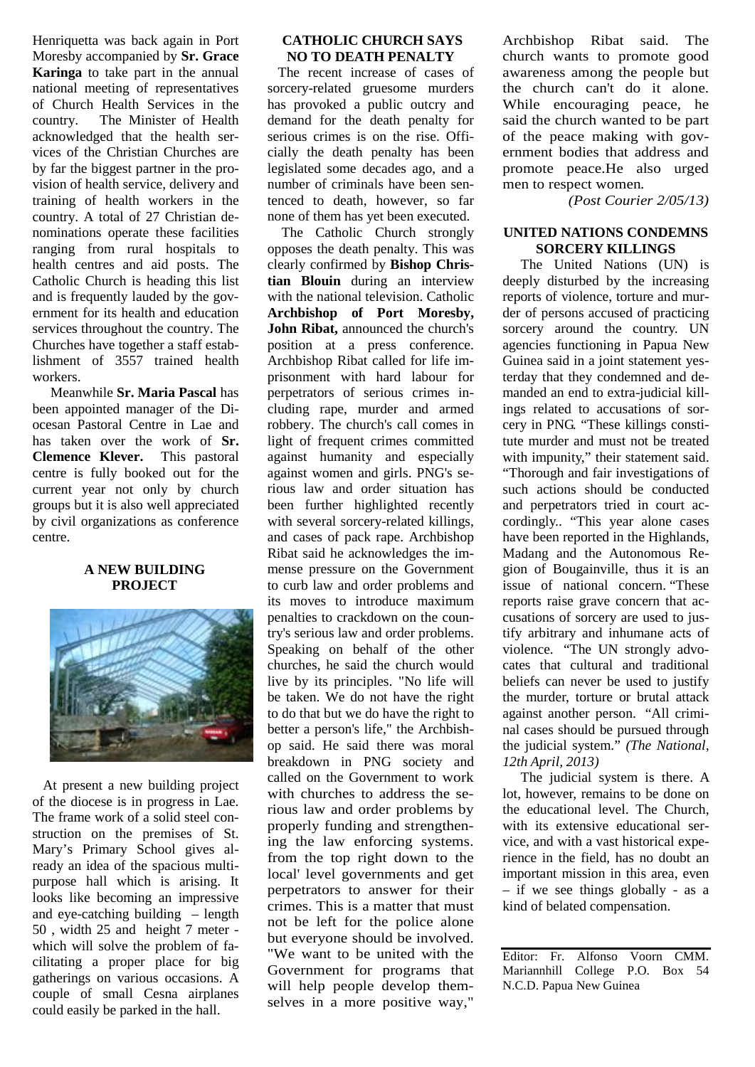Henriquetta was back again in Port Moresby accompanied by **Sr. Grace Karinga** to take part in the annual national meeting of representatives of Church Health Services in the country. The Minister of Health acknowledged that the health services of the Christian Churches are by far the biggest partner in the provision of health service, delivery and training of health workers in the country. A total of 27 Christian denominations operate these facilities ranging from rural hospitals to health centres and aid posts. The Catholic Church is heading this list and is frequently lauded by the government for its health and education services throughout the country. The Churches have together a staff establishment of 3557 trained health workers.

Meanwhile **Sr. Maria Pascal** has been appointed manager of the Diocesan Pastoral Centre in Lae and has taken over the work of **Sr. Clemence Klever.** This pastoral centre is fully booked out for the current year not only by church groups but it is also well appreciated by civil organizations as conference centre.

## A NEW BUILDING PROJECT

At present a new building project of the diocese is in progress in Lae. The frame work of a solid steel construction on the premises of St. Mary's Primary School gives already an idea of the spacious multi-purpose hall which is arising. It looks like becoming an impressive and eye-catching building – length 50 , width 25 and height 7 meter - which will solve the problem of facilitating a proper place for big gatherings on various occasions. A couple of small Cesna airplanes could easily be parked in the hall.

## CATHOLIC CHURCH SAYS NO TO DEATH PENALTY

The recent increase of cases of sorcery-related gruesome murders has provoked a public outcry and demand for the death penalty for serious crimes is on the rise. Officially the death penalty has been legislated some decades ago, and a number of criminals have been sentenced to death, however, so far none of them has yet been executed.

The Catholic Church strongly opposes the death penalty. This was clearly confirmed by **Bishop Christian Blouin** during an interview with the national television. Catholic **Archbishop of Port Moresby, John Ribat,** announced the church's position at a press conference. Archbishop Ribat called for life imprisonment with hard labour for perpetrators of serious crimes including rape, murder and armed robbery. The church's call comes in light of frequent crimes committed against humanity and especially against women and girls. PNG's serious law and order situation has been further highlighted recently with several sorcery-related killings, and cases of pack rape. Archbishop Ribat said he acknowledges the immense pressure on the Government to curb law and order problems and its moves to introduce maximum penalties to crackdown on the country's serious law and order problems. Speaking on behalf of the other churches, he said the church would live by its principles. "No life will be taken. We do not have the right to do that but we do have the right to better a person's life," the Archbishop said. He said there was moral breakdown in PNG society and called on the Government to work with churches to address the serious law and order problems by properly funding and strengthening the law enforcing systems. from the top right down to the local' level governments and get perpetrators to answer for their crimes. This is a matter that must not be left for the police alone but everyone should be involved. "We want to be united with the Government for programs that will help people develop themselves in a more positive way," Archbishop Ribat said. The church wants to promote good awareness among the people but the church can't do it alone. While encouraging peace, he said the church wanted to be part of the peace making with government bodies that address and promote peace.He also urged men to respect women.

*(Post Courier 2/05/13)*

## UNITED NATIONS CONDEMNS SORCERY KILLINGS

The United Nations (UN) is deeply disturbed by the increasing reports of violence, torture and murder of persons accused of practicing sorcery around the country. UN agencies functioning in Papua New Guinea said in a joint statement yesterday that they condemned and demanded an end to extra-judicial killings related to accusations of sorcery in PNG. "These killings constitute murder and must not be treated with impunity," their statement said. "Thorough and fair investigations of such actions should be conducted and perpetrators tried in court accordingly.. "This year alone cases have been reported in the Highlands, Madang and the Autonomous Region of Bougainville, thus it is an issue of national concern. "These reports raise grave concern that accusations of sorcery are used to justify arbitrary and inhumane acts of violence. "The UN strongly advocates that cultural and traditional beliefs can never be used to justify the murder, torture or brutal attack against another person. "All criminal cases should be pursued through the judicial system." *(The National, 12th April, 2013)*

The judicial system is there. A lot, however, remains to be done on the educational level. The Church, with its extensive educational service, and with a vast historical experience in the field, has no doubt an important mission in this area, even – if we see things globally - as a kind of belated compensation.

---

Editor: Fr. Alfonso Voorn CMM. Mariannhill College P.O. Box 54 N.C.D. Papua New Guinea